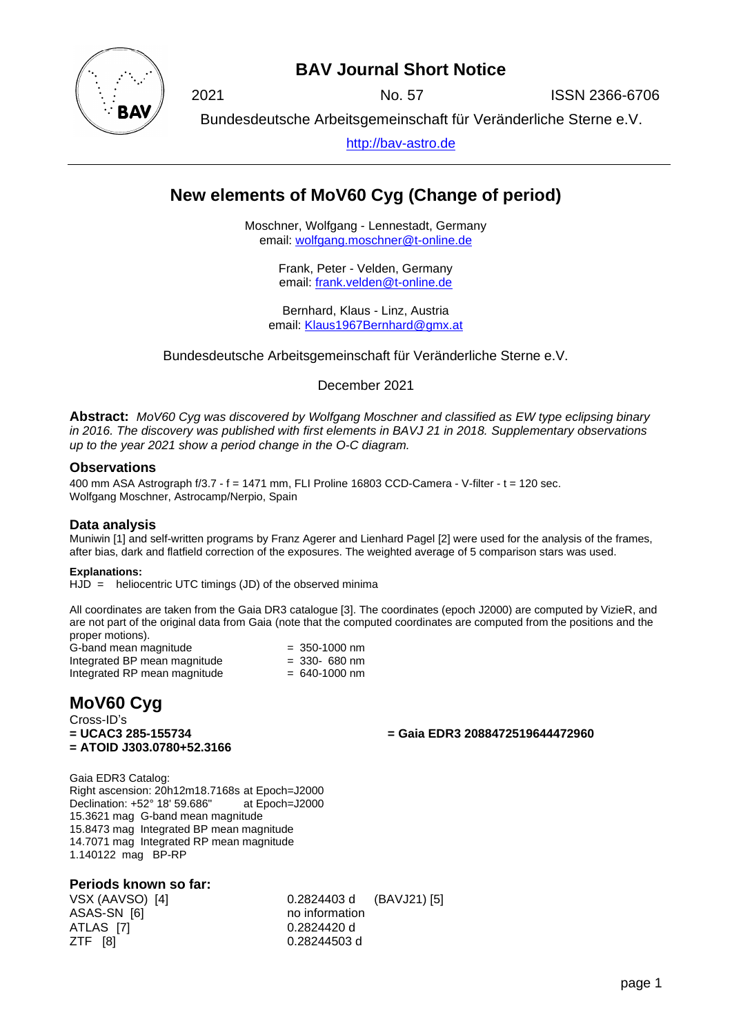# BAV Journal Short Notice

2021 No. 57 ISSN 2366-6706

Bundesdeutsche Arbeitsgemeinschaft für Veränderliche Sterne e.V.

http://bav-astro.de

## New elements of MoV60 Cyg (Change of period)

Moschner, Wolfgang - Lennestadt, Germany
email: wolfgang.moschner@t-online.de

Frank, Peter - Velden, Germany
email: frank.velden@t-online.de

Bernhard, Klaus - Linz, Austria
email: Klaus1967Bernhard@gmx.at

Bundesdeutsche Arbeitsgemeinschaft für Veränderliche Sterne e.V.

December 2021

**Abstract:** *MoV60 Cyg was discovered by Wolfgang Moschner and classified as EW type eclipsing binary in 2016. The discovery was published with first elements in BAVJ 21 in 2018. Supplementary observations up to the year 2021 show a period change in the O-C diagram.*

### Observations

400 mm ASA Astrograph f/3.7 - f = 1471 mm, FLI Proline 16803 CCD-Camera - V-filter - t = 120 sec.
Wolfgang Moschner, Astrocamp/Nerpio, Spain

### Data analysis

Muniwin [1] and self-written programs by Franz Agerer and Lienhard Pagel [2] were used for the analysis of the frames, after bias, dark and flatfield correction of the exposures. The weighted average of 5 comparison stars was used.

**Explanations:**
HJD = heliocentric UTC timings (JD) of the observed minima

All coordinates are taken from the Gaia DR3 catalogue [3]. The coordinates (epoch J2000) are computed by VizieR, and are not part of the original data from Gaia (note that the computed coordinates are computed from the positions and the proper motions).

| | |
|---|---|
| G-band mean magnitude | = 350-1000 nm |
| Integrated BP mean magnitude | = 330- 680 nm |
| Integrated RP mean magnitude | = 640-1000 nm |

## MoV60 Cyg

Cross-ID's
**= UCAC3 285-155734** **= Gaia EDR3 2088472519644472960**
**= ATOID J303.0780+52.3166**

Gaia EDR3 Catalog:
Right ascension: 20h12m18.7168s at Epoch=J2000
Declination: +52° 18' 59.686" at Epoch=J2000
15.3621 mag G-band mean magnitude
15.8473 mag Integrated BP mean magnitude
14.7071 mag Integrated RP mean magnitude
1.140122 mag BP-RP

### Periods known so far:

| | |
|---|---|
| VSX (AAVSO) [4] | 0.2824403 d (BAVJ21) [5] |
| ASAS-SN [6] | no information |
| ATLAS [7] | 0.2824420 d |
| ZTF [8] | 0.28244503 d |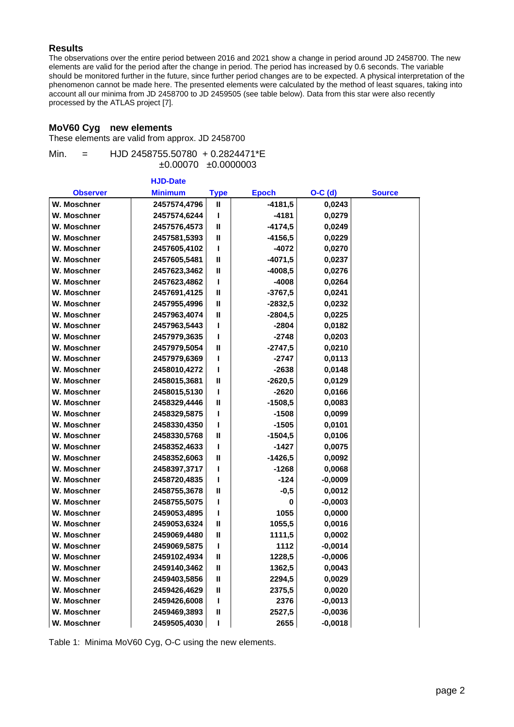## Results

The observations over the entire period between 2016 and 2021 show a change in period around JD 2458700. The new elements are valid for the period after the change in period. The period has increased by 0.6 seconds. The variable should be monitored further in the future, since further period changes are to be expected. A physical interpretation of the phenomenon cannot be made here. The presented elements were calculated by the method of least squares, taking into account all our minima from JD 2458700 to JD 2459505 (see table below). Data from this star were also recently processed by the ATLAS project [7].

### MoV60 Cyg new elements

These elements are valid from approx. JD 2458700

Min. = HJD 2458755.50780 + 0.2824471*E
±0.00070 ±0.0000003

| Observer | HJD-Date Minimum | Type | Epoch | O-C (d) | Source |
|---|---|---|---|---|---|
| W. Moschner | 2457574,4796 | II | -4181,5 | 0,0243 | |
| W. Moschner | 2457574,6244 | I | -4181 | 0,0279 | |
| W. Moschner | 2457576,4573 | II | -4174,5 | 0,0249 | |
| W. Moschner | 2457581,5393 | II | -4156,5 | 0,0229 | |
| W. Moschner | 2457605,4102 | I | -4072 | 0,0270 | |
| W. Moschner | 2457605,5481 | II | -4071,5 | 0,0237 | |
| W. Moschner | 2457623,3462 | II | -4008,5 | 0,0276 | |
| W. Moschner | 2457623,4862 | I | -4008 | 0,0264 | |
| W. Moschner | 2457691,4125 | II | -3767,5 | 0,0241 | |
| W. Moschner | 2457955,4996 | II | -2832,5 | 0,0232 | |
| W. Moschner | 2457963,4074 | II | -2804,5 | 0,0225 | |
| W. Moschner | 2457963,5443 | I | -2804 | 0,0182 | |
| W. Moschner | 2457979,3635 | I | -2748 | 0,0203 | |
| W. Moschner | 2457979,5054 | II | -2747,5 | 0,0210 | |
| W. Moschner | 2457979,6369 | I | -2747 | 0,0113 | |
| W. Moschner | 2458010,4272 | I | -2638 | 0,0148 | |
| W. Moschner | 2458015,3681 | II | -2620,5 | 0,0129 | |
| W. Moschner | 2458015,5130 | I | -2620 | 0,0166 | |
| W. Moschner | 2458329,4446 | II | -1508,5 | 0,0083 | |
| W. Moschner | 2458329,5875 | I | -1508 | 0,0099 | |
| W. Moschner | 2458330,4350 | I | -1505 | 0,0101 | |
| W. Moschner | 2458330,5768 | II | -1504,5 | 0,0106 | |
| W. Moschner | 2458352,4633 | I | -1427 | 0,0075 | |
| W. Moschner | 2458352,6063 | II | -1426,5 | 0,0092 | |
| W. Moschner | 2458397,3717 | I | -1268 | 0,0068 | |
| W. Moschner | 2458720,4835 | I | -124 | -0,0009 | |
| W. Moschner | 2458755,3678 | II | -0,5 | 0,0012 | |
| W. Moschner | 2458755,5075 | I | 0 | -0,0003 | |
| W. Moschner | 2459053,4895 | I | 1055 | 0,0000 | |
| W. Moschner | 2459053,6324 | II | 1055,5 | 0,0016 | |
| W. Moschner | 2459069,4480 | II | 1111,5 | 0,0002 | |
| W. Moschner | 2459069,5875 | I | 1112 | -0,0014 | |
| W. Moschner | 2459102,4934 | II | 1228,5 | -0,0006 | |
| W. Moschner | 2459140,3462 | II | 1362,5 | 0,0043 | |
| W. Moschner | 2459403,5856 | II | 2294,5 | 0,0029 | |
| W. Moschner | 2459426,4629 | II | 2375,5 | 0,0020 | |
| W. Moschner | 2459426,6008 | I | 2376 | -0,0013 | |
| W. Moschner | 2459469,3893 | II | 2527,5 | -0,0036 | |
| W. Moschner | 2459505,4030 | I | 2655 | -0,0018 | |

Table 1: Minima MoV60 Cyg, O-C using the new elements.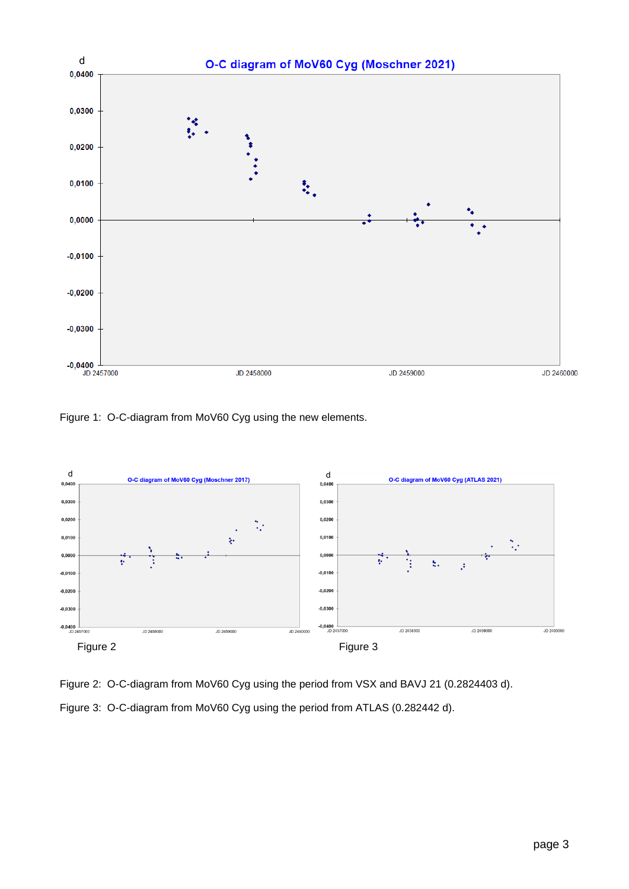Figure 1: O-C-diagram from MoV60 Cyg using the new elements.

Figure 2

Figure 3

Figure 2: O-C-diagram from MoV60 Cyg using the period from VSX and BAVJ 21 (0.2824403 d).

Figure 3: O-C-diagram from MoV60 Cyg using the period from ATLAS (0.282442 d).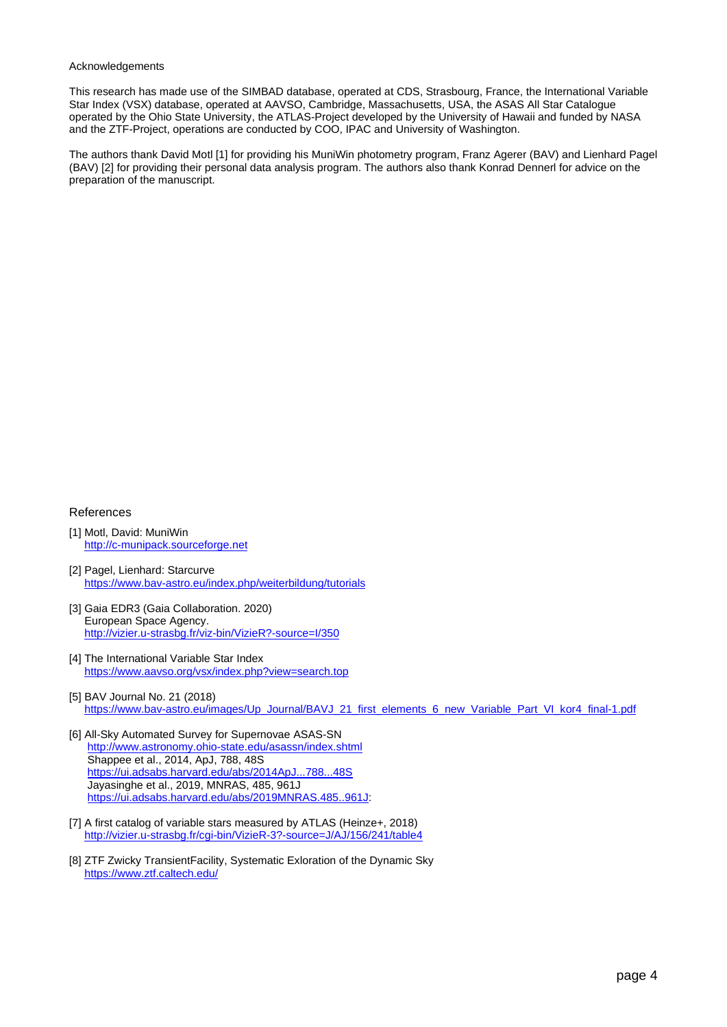## Acknowledgements

This research has made use of the SIMBAD database, operated at CDS, Strasbourg, France, the International Variable Star Index (VSX) database, operated at AAVSO, Cambridge, Massachusetts, USA, the ASAS All Star Catalogue operated by the Ohio State University, the ATLAS-Project developed by the University of Hawaii and funded by NASA and the ZTF-Project, operations are conducted by COO, IPAC and University of Washington.

The authors thank David Motl [1] for providing his MuniWin photometry program, Franz Agerer (BAV) and Lienhard Pagel (BAV) [2] for providing their personal data analysis program. The authors also thank Konrad Dennerl for advice on the preparation of the manuscript.

## References

[1] Motl, David: MuniWin
http://c-munipack.sourceforge.net

[2] Pagel, Lienhard: Starcurve
https://www.bav-astro.eu/index.php/weiterbildung/tutorials

[3] Gaia EDR3 (Gaia Collaboration. 2020)
European Space Agency.
http://vizier.u-strasbg.fr/viz-bin/VizieR?-source=I/350

[4] The International Variable Star Index
https://www.aavso.org/vsx/index.php?view=search.top

[5] BAV Journal No. 21 (2018)
https://www.bav-astro.eu/images/Up_Journal/BAVJ_21_first_elements_6_new_Variable_Part_VI_kor4_final-1.pdf

[6] All-Sky Automated Survey for Supernovae ASAS-SN
http://www.astronomy.ohio-state.edu/asassn/index.shtml
Shappee et al., 2014, ApJ, 788, 48S
https://ui.adsabs.harvard.edu/abs/2014ApJ...788...48S
Jayasinghe et al., 2019, MNRAS, 485, 961J
https://ui.adsabs.harvard.edu/abs/2019MNRAS.485..961J:

[7] A first catalog of variable stars measured by ATLAS (Heinze+, 2018)
http://vizier.u-strasbg.fr/cgi-bin/VizieR-3?-source=J/AJ/156/241/table4

[8] ZTF Zwicky TransientFacility, Systematic Exloration of the Dynamic Sky
https://www.ztf.caltech.edu/